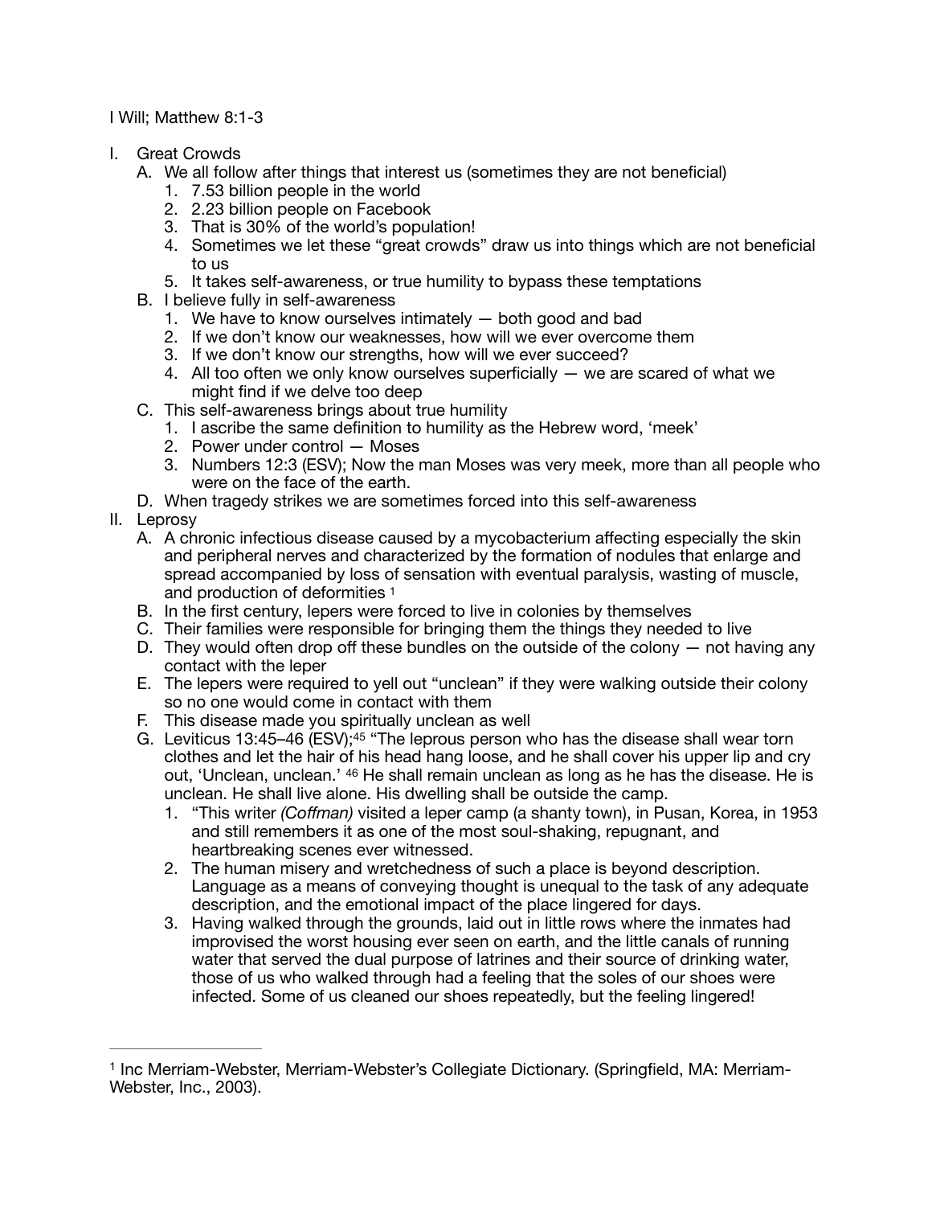I Will; Matthew 8:1-3

I. Great Crowds
    A. We all follow after things that interest us (sometimes they are not beneficial)
        1. 7.53 billion people in the world
        2. 2.23 billion people on Facebook
        3. That is 30% of the world's population!
        4. Sometimes we let these "great crowds" draw us into things which are not beneficial to us
        5. It takes self-awareness, or true humility to bypass these temptations
    B. I believe fully in self-awareness
        1. We have to know ourselves intimately — both good and bad
        2. If we don't know our weaknesses, how will we ever overcome them
        3. If we don't know our strengths, how will we ever succeed?
        4. All too often we only know ourselves superficially — we are scared of what we might find if we delve too deep
    C. This self-awareness brings about true humility
        1. I ascribe the same definition to humility as the Hebrew word, 'meek'
        2. Power under control — Moses
        3. Numbers 12:3 (ESV); Now the man Moses was very meek, more than all people who were on the face of the earth.
    D. When tragedy strikes we are sometimes forced into this self-awareness
II. Leprosy
    A. A chronic infectious disease caused by a mycobacterium affecting especially the skin and peripheral nerves and characterized by the formation of nodules that enlarge and spread accompanied by loss of sensation with eventual paralysis, wasting of muscle, and production of deformities [1]
    B. In the first century, lepers were forced to live in colonies by themselves
    C. Their families were responsible for bringing them the things they needed to live
    D. They would often drop off these bundles on the outside of the colony — not having any contact with the leper
    E. The lepers were required to yell out "unclean" if they were walking outside their colony so no one would come in contact with them
    F. This disease made you spiritually unclean as well
    G. Leviticus 13:45–46 (ESV);[45] "The leprous person who has the disease shall wear torn clothes and let the hair of his head hang loose, and he shall cover his upper lip and cry out, 'Unclean, unclean.' [46] He shall remain unclean as long as he has the disease. He is unclean. He shall live alone. His dwelling shall be outside the camp.
        1. "This writer *(Coffman)* visited a leper camp (a shanty town), in Pusan, Korea, in 1953 and still remembers it as one of the most soul-shaking, repugnant, and heartbreaking scenes ever witnessed.
        2. The human misery and wretchedness of such a place is beyond description. Language as a means of conveying thought is unequal to the task of any adequate description, and the emotional impact of the place lingered for days.
        3. Having walked through the grounds, laid out in little rows where the inmates had improvised the worst housing ever seen on earth, and the little canals of running water that served the dual purpose of latrines and their source of drinking water, those of us who walked through had a feeling that the soles of our shoes were infected. Some of us cleaned our shoes repeatedly, but the feeling lingered!

---

[1] Inc Merriam-Webster, Merriam-Webster's Collegiate Dictionary. (Springfield, MA: Merriam-Webster, Inc., 2003).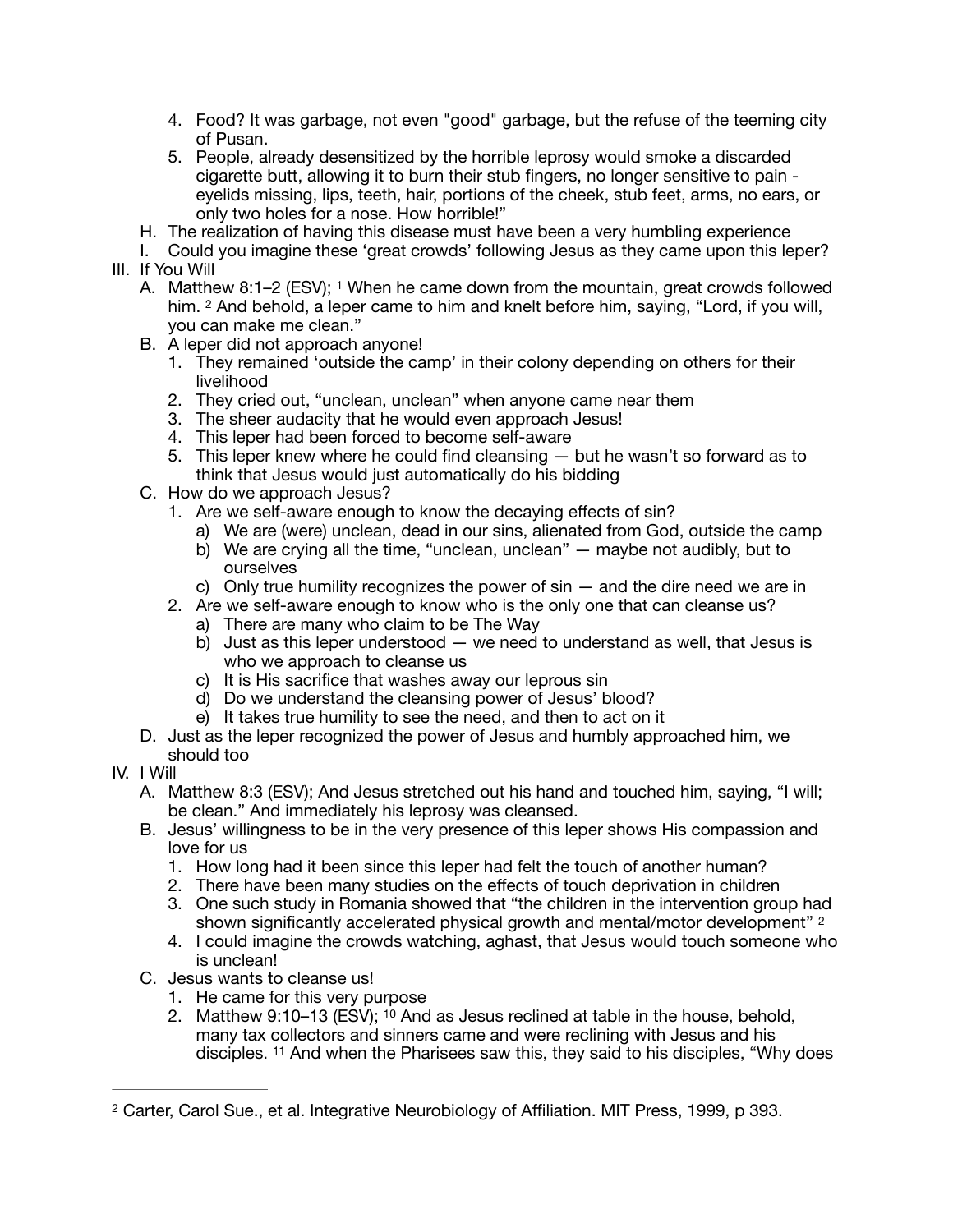4. Food? It was garbage, not even "good" garbage, but the refuse of the teeming city of Pusan.
5. People, already desensitized by the horrible leprosy would smoke a discarded cigarette butt, allowing it to burn their stub fingers, no longer sensitive to pain - eyelids missing, lips, teeth, hair, portions of the cheek, stub feet, arms, no ears, or only two holes for a nose. How horrible!"

H. The realization of having this disease must have been a very humbling experience

I. Could you imagine these 'great crowds' following Jesus as they came upon this leper?

III. If You Will

A. Matthew 8:1–2 (ESV); [1] When he came down from the mountain, great crowds followed him. [2] And behold, a leper came to him and knelt before him, saying, "Lord, if you will, you can make me clean."

B. A leper did not approach anyone!

1. They remained 'outside the camp' in their colony depending on others for their livelihood
2. They cried out, "unclean, unclean" when anyone came near them
3. The sheer audacity that he would even approach Jesus!
4. This leper had been forced to become self-aware
5. This leper knew where he could find cleansing — but he wasn't so forward as to think that Jesus would just automatically do his bidding

C. How do we approach Jesus?

1. Are we self-aware enough to know the decaying effects of sin?
   a) We are (were) unclean, dead in our sins, alienated from God, outside the camp
   b) We are crying all the time, "unclean, unclean" — maybe not audibly, but to ourselves
   c) Only true humility recognizes the power of sin — and the dire need we are in
2. Are we self-aware enough to know who is the only one that can cleanse us?
   a) There are many who claim to be The Way
   b) Just as this leper understood — we need to understand as well, that Jesus is who we approach to cleanse us
   c) It is His sacrifice that washes away our leprous sin
   d) Do we understand the cleansing power of Jesus' blood?
   e) It takes true humility to see the need, and then to act on it

D. Just as the leper recognized the power of Jesus and humbly approached him, we should too

IV. I Will

A. Matthew 8:3 (ESV); And Jesus stretched out his hand and touched him, saying, "I will; be clean." And immediately his leprosy was cleansed.

B. Jesus' willingness to be in the very presence of this leper shows His compassion and love for us

1. How long had it been since this leper had felt the touch of another human?
2. There have been many studies on the effects of touch deprivation in children
3. One such study in Romania showed that "the children in the intervention group had shown significantly accelerated physical growth and mental/motor development" [2]
4. I could imagine the crowds watching, aghast, that Jesus would touch someone who is unclean!

C. Jesus wants to cleanse us!

1. He came for this very purpose
2. Matthew 9:10–13 (ESV); [10] And as Jesus reclined at table in the house, behold, many tax collectors and sinners came and were reclining with Jesus and his disciples. [11] And when the Pharisees saw this, they said to his disciples, "Why does

---

[2] Carter, Carol Sue., et al. Integrative Neurobiology of Affiliation. MIT Press, 1999, p 393.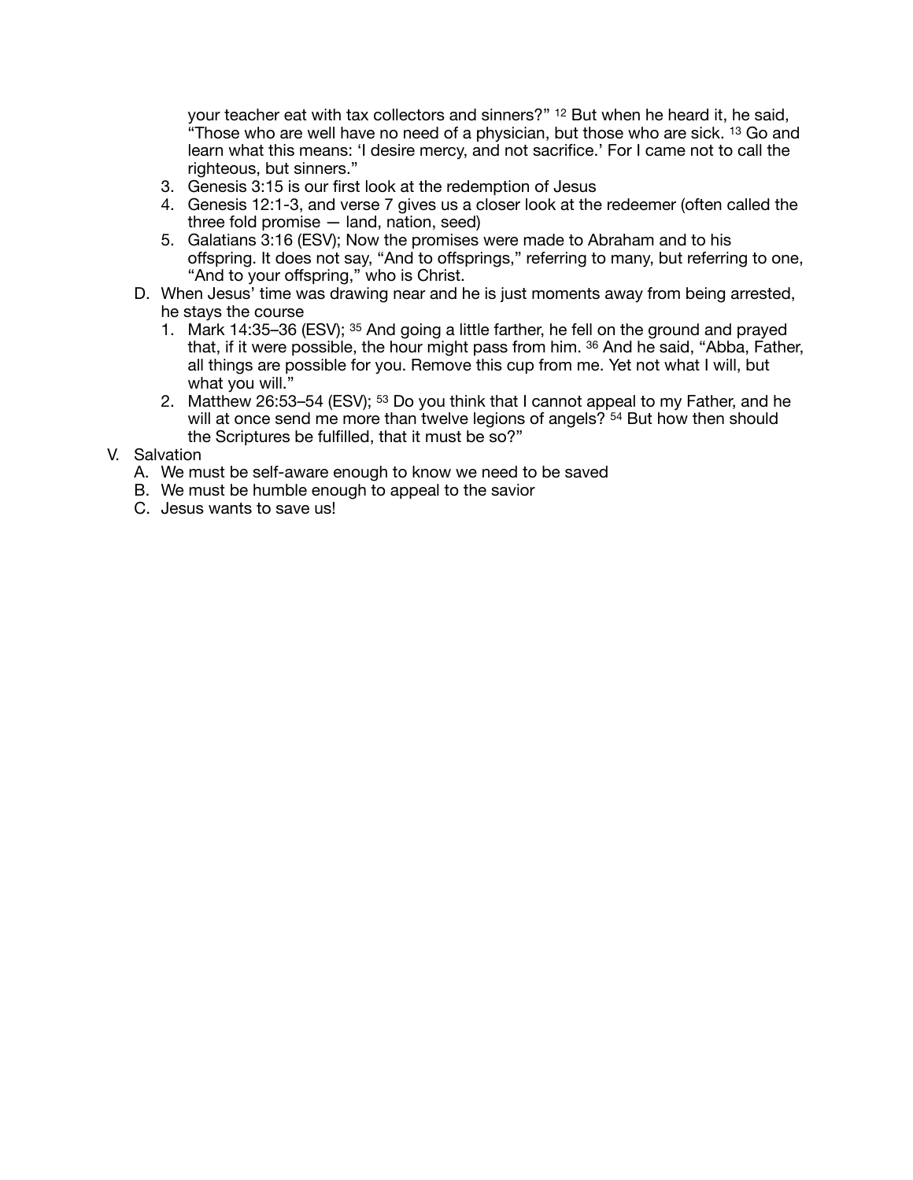your teacher eat with tax collectors and sinners?” [12] But when he heard it, he said, “Those who are well have no need of a physician, but those who are sick. [13] Go and learn what this means: ‘I desire mercy, and not sacrifice.’ For I came not to call the righteous, but sinners.”

3. Genesis 3:15 is our first look at the redemption of Jesus
4. Genesis 12:1-3, and verse 7 gives us a closer look at the redeemer (often called the three fold promise — land, nation, seed)
5. Galatians 3:16 (ESV); Now the promises were made to Abraham and to his offspring. It does not say, “And to offsprings,” referring to many, but referring to one, “And to your offspring,” who is Christ.

D. When Jesus’ time was drawing near and he is just moments away from being arrested, he stays the course

1. Mark 14:35–36 (ESV); [35] And going a little farther, he fell on the ground and prayed that, if it were possible, the hour might pass from him. [36] And he said, “Abba, Father, all things are possible for you. Remove this cup from me. Yet not what I will, but what you will.”
2. Matthew 26:53–54 (ESV); [53] Do you think that I cannot appeal to my Father, and he will at once send me more than twelve legions of angels? [54] But how then should the Scriptures be fulfilled, that it must be so?”

V. Salvation

A. We must be self-aware enough to know we need to be saved

B. We must be humble enough to appeal to the savior

C. Jesus wants to save us!